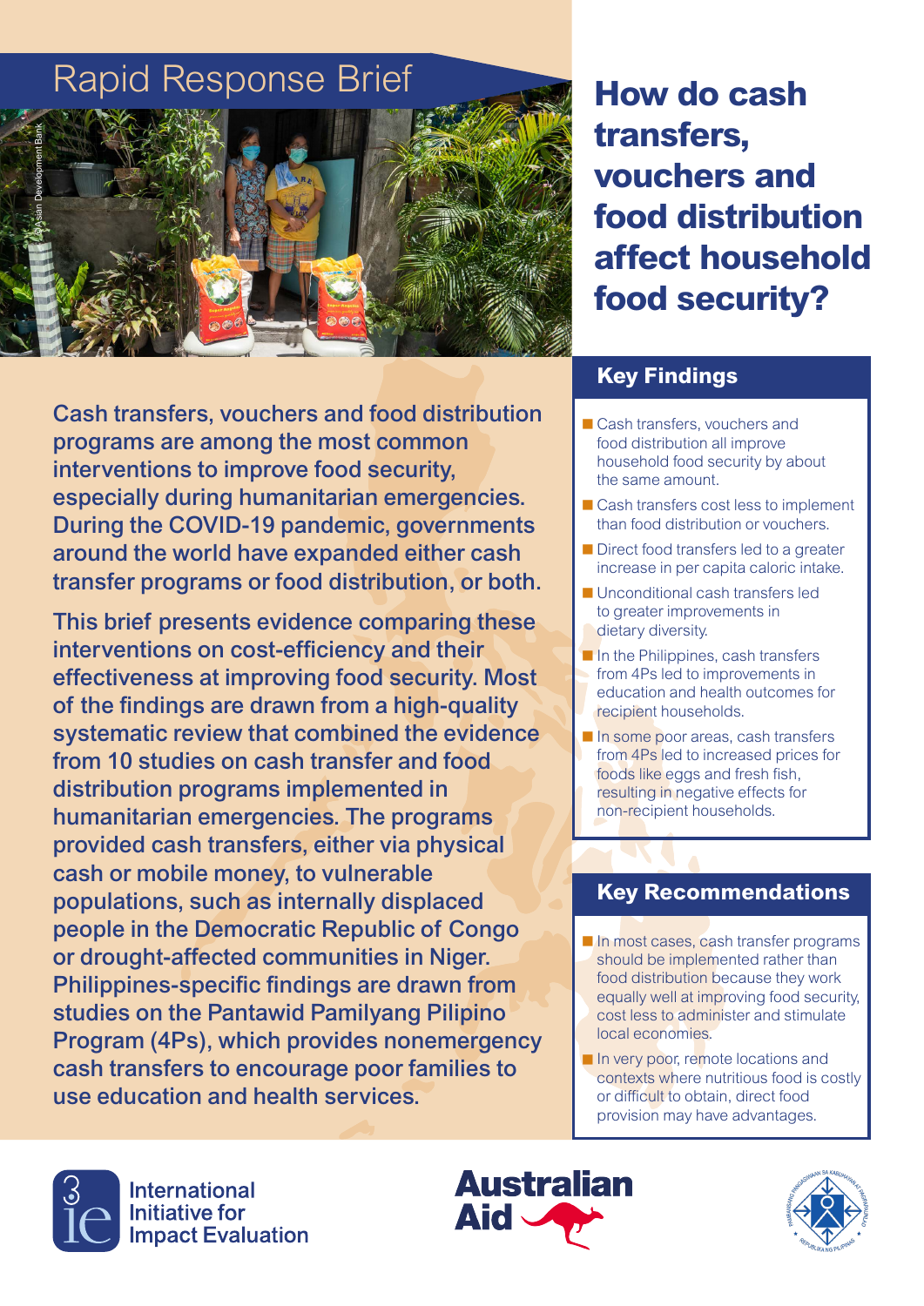Rapid Response Brief

# How do cash transfers, vouchers and food distribution affect household food security?

**Cash transfers, vouchers and food distribution programs are among the most common interventions to improve food security, especially during humanitarian emergencies. During the COVID-19 pandemic, governments around the world have expanded either cash transfer programs or food distribution, or both.**

**This brief presents evidence comparing these interventions on cost-efficiency and their effectiveness at improving food security. Most of the findings are drawn from a high-quality systematic review that combined the evidence from 10 studies on cash transfer and food distribution programs implemented in humanitarian emergencies. The programs provided cash transfers, either via physical cash or mobile money, to vulnerable populations, such as internally displaced people in the Democratic Republic of Congo or drought-affected communities in Niger. Philippines-specific findings are drawn from studies on the Pantawid Pamilyang Pilipino Program (4Ps), which provides nonemergency cash transfers to encourage poor families to use education and health services.**

## Key Findings

- Cash transfers, vouchers and food distribution all improve household food security by about the same amount.
- Cash transfers cost less to implement than food distribution or vouchers.
- Direct food transfers led to a greater increase in per capita caloric intake.
- Unconditional cash transfers led to greater improvements in dietary diversity.
- In the Philippines, cash transfers from 4Ps led to improvements in education and health outcomes for recipient households.
- In some poor areas, cash transfers from 4Ps led to increased prices for foods like eggs and fresh fish, resulting in negative effects for non-recipient households.

## Key Recommendations

- In most cases, cash transfer programs should be implemented rather than food distribution because they work equally well at improving food security, cost less to administer and stimulate local economies.
- In very poor, remote locations and contexts where nutritious food is costly or difficult to obtain, direct food provision may have advantages.

International Initiative for Impact Evaluation

Australian Aid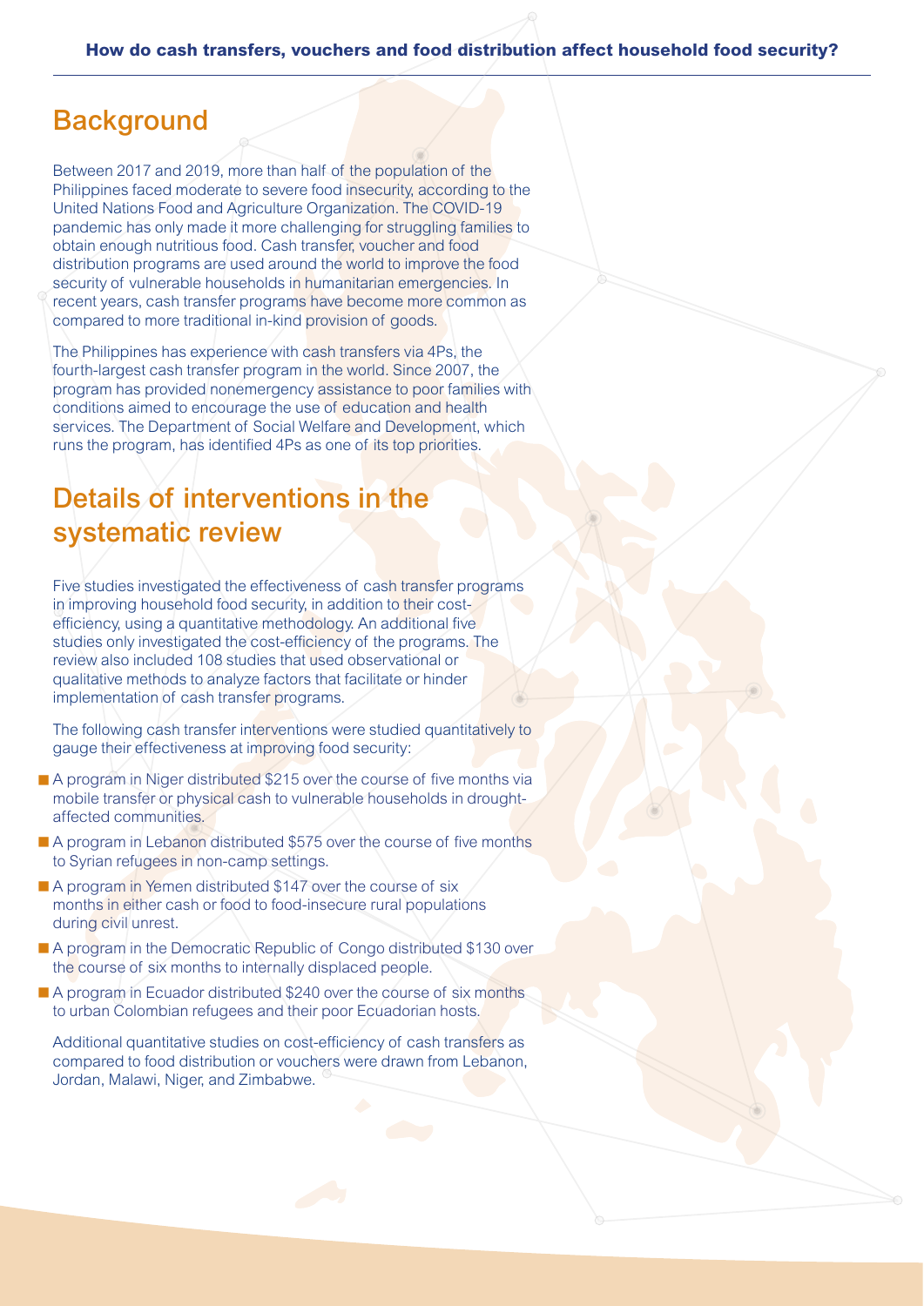## Background

Between 2017 and 2019, more than half of the population of the Philippines faced moderate to severe food insecurity, according to the United Nations Food and Agriculture Organization. The COVID-19 pandemic has only made it more challenging for struggling families to obtain enough nutritious food. Cash transfer, voucher and food distribution programs are used around the world to improve the food security of vulnerable households in humanitarian emergencies. In recent years, cash transfer programs have become more common as compared to more traditional in-kind provision of goods.

The Philippines has experience with cash transfers via 4Ps, the fourth-largest cash transfer program in the world. Since 2007, the program has provided nonemergency assistance to poor families with conditions aimed to encourage the use of education and health services. The Department of Social Welfare and Development, which runs the program, has identified 4Ps as one of its top priorities.

## Details of interventions in the systematic review

Five studies investigated the effectiveness of cash transfer programs in improving household food security, in addition to their cost-efficiency, using a quantitative methodology. An additional five studies only investigated the cost-efficiency of the programs. The review also included 108 studies that used observational or qualitative methods to analyze factors that facilitate or hinder implementation of cash transfer programs.

The following cash transfer interventions were studied quantitatively to gauge their effectiveness at improving food security:

- A program in Niger distributed $215 over the course of five months via mobile transfer or physical cash to vulnerable households in drought-affected communities.
- A program in Lebanon distributed $575 over the course of five months to Syrian refugees in non-camp settings.
- A program in Yemen distributed $147 over the course of six months in either cash or food to food-insecure rural populations during civil unrest.
- A program in the Democratic Republic of Congo distributed $130 over the course of six months to internally displaced people.
- A program in Ecuador distributed $240 over the course of six months to urban Colombian refugees and their poor Ecuadorian hosts.

Additional quantitative studies on cost-efficiency of cash transfers as compared to food distribution or vouchers were drawn from Lebanon, Jordan, Malawi, Niger, and Zimbabwe.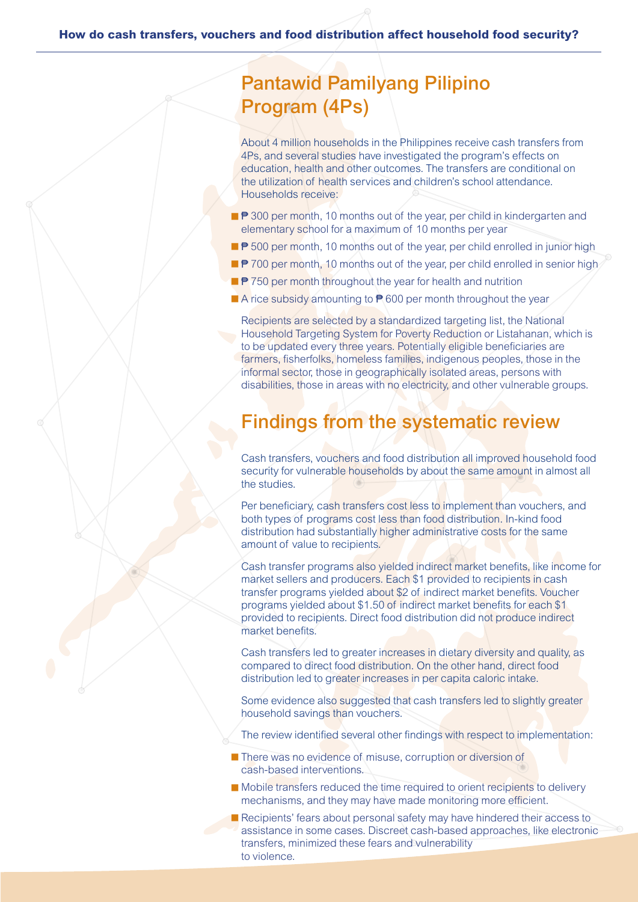## Pantawid Pamilyang Pilipino Program (4Ps)

About 4 million households in the Philippines receive cash transfers from 4Ps, and several studies have investigated the program's effects on education, health and other outcomes. The transfers are conditional on the utilization of health services and children's school attendance. Households receive:

- ₱ 300 per month, 10 months out of the year, per child in kindergarten and elementary school for a maximum of 10 months per year
- ₱ 500 per month, 10 months out of the year, per child enrolled in junior high
- ₱ 700 per month, 10 months out of the year, per child enrolled in senior high
- ₱ 750 per month throughout the year for health and nutrition
- A rice subsidy amounting to ₱ 600 per month throughout the year

Recipients are selected by a standardized targeting list, the National Household Targeting System for Poverty Reduction or Listahanan, which is to be updated every three years. Potentially eligible beneficiaries are farmers, fisherfolks, homeless families, indigenous peoples, those in the informal sector, those in geographically isolated areas, persons with disabilities, those in areas with no electricity, and other vulnerable groups.

## Findings from the systematic review

Cash transfers, vouchers and food distribution all improved household food security for vulnerable households by about the same amount in almost all the studies.

Per beneficiary, cash transfers cost less to implement than vouchers, and both types of programs cost less than food distribution. In-kind food distribution had substantially higher administrative costs for the same amount of value to recipients.

Cash transfer programs also yielded indirect market benefits, like income for market sellers and producers. Each $1 provided to recipients in cash transfer programs yielded about $2 of indirect market benefits. Voucher programs yielded about $1.50 of indirect market benefits for each $1 provided to recipients. Direct food distribution did not produce indirect market benefits.

Cash transfers led to greater increases in dietary diversity and quality, as compared to direct food distribution. On the other hand, direct food distribution led to greater increases in per capita caloric intake.

Some evidence also suggested that cash transfers led to slightly greater household savings than vouchers.

The review identified several other findings with respect to implementation:

- There was no evidence of misuse, corruption or diversion of cash-based interventions.
- Mobile transfers reduced the time required to orient recipients to delivery mechanisms, and they may have made monitoring more efficient.
- Recipients' fears about personal safety may have hindered their access to assistance in some cases. Discreet cash-based approaches, like electronic transfers, minimized these fears and vulnerability to violence.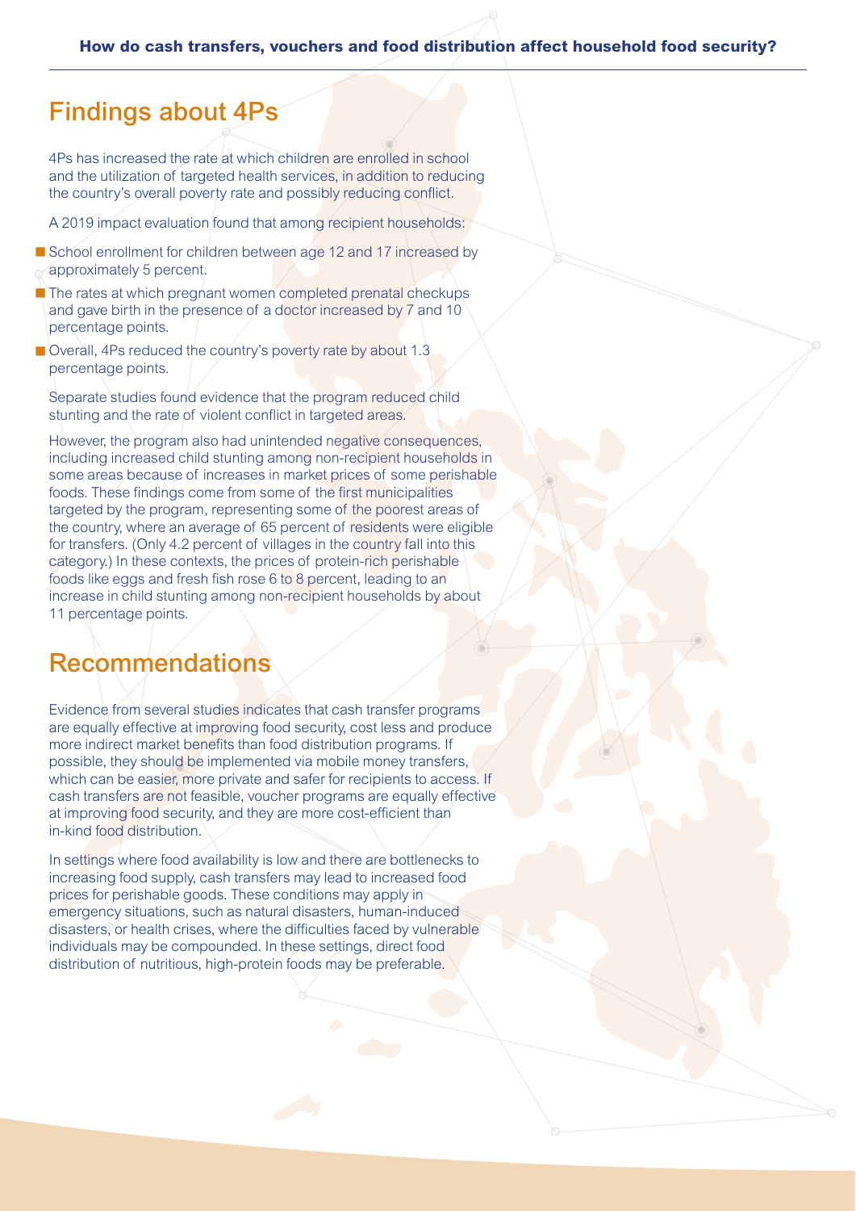## Findings about 4Ps

4Ps has increased the rate at which children are enrolled in school and the utilization of targeted health services, in addition to reducing the country's overall poverty rate and possibly reducing conflict.

A 2019 impact evaluation found that among recipient households:

- School enrollment for children between age 12 and 17 increased by approximately 5 percent.
- The rates at which pregnant women completed prenatal checkups and gave birth in the presence of a doctor increased by 7 and 10 percentage points.
- Overall, 4Ps reduced the country's poverty rate by about 1.3 percentage points.

Separate studies found evidence that the program reduced child stunting and the rate of violent conflict in targeted areas.

However, the program also had unintended negative consequences, including increased child stunting among non-recipient households in some areas because of increases in market prices of some perishable foods. These findings come from some of the first municipalities targeted by the program, representing some of the poorest areas of the country, where an average of 65 percent of residents were eligible for transfers. (Only 4.2 percent of villages in the country fall into this category.) In these contexts, the prices of protein-rich perishable foods like eggs and fresh fish rose 6 to 8 percent, leading to an increase in child stunting among non-recipient households by about 11 percentage points.

## Recommendations

Evidence from several studies indicates that cash transfer programs are equally effective at improving food security, cost less and produce more indirect market benefits than food distribution programs. If possible, they should be implemented via mobile money transfers, which can be easier, more private and safer for recipients to access. If cash transfers are not feasible, voucher programs are equally effective at improving food security, and they are more cost-efficient than in-kind food distribution.

In settings where food availability is low and there are bottlenecks to increasing food supply, cash transfers may lead to increased food prices for perishable goods. These conditions may apply in emergency situations, such as natural disasters, human-induced disasters, or health crises, where the difficulties faced by vulnerable individuals may be compounded. In these settings, direct food distribution of nutritious, high-protein foods may be preferable.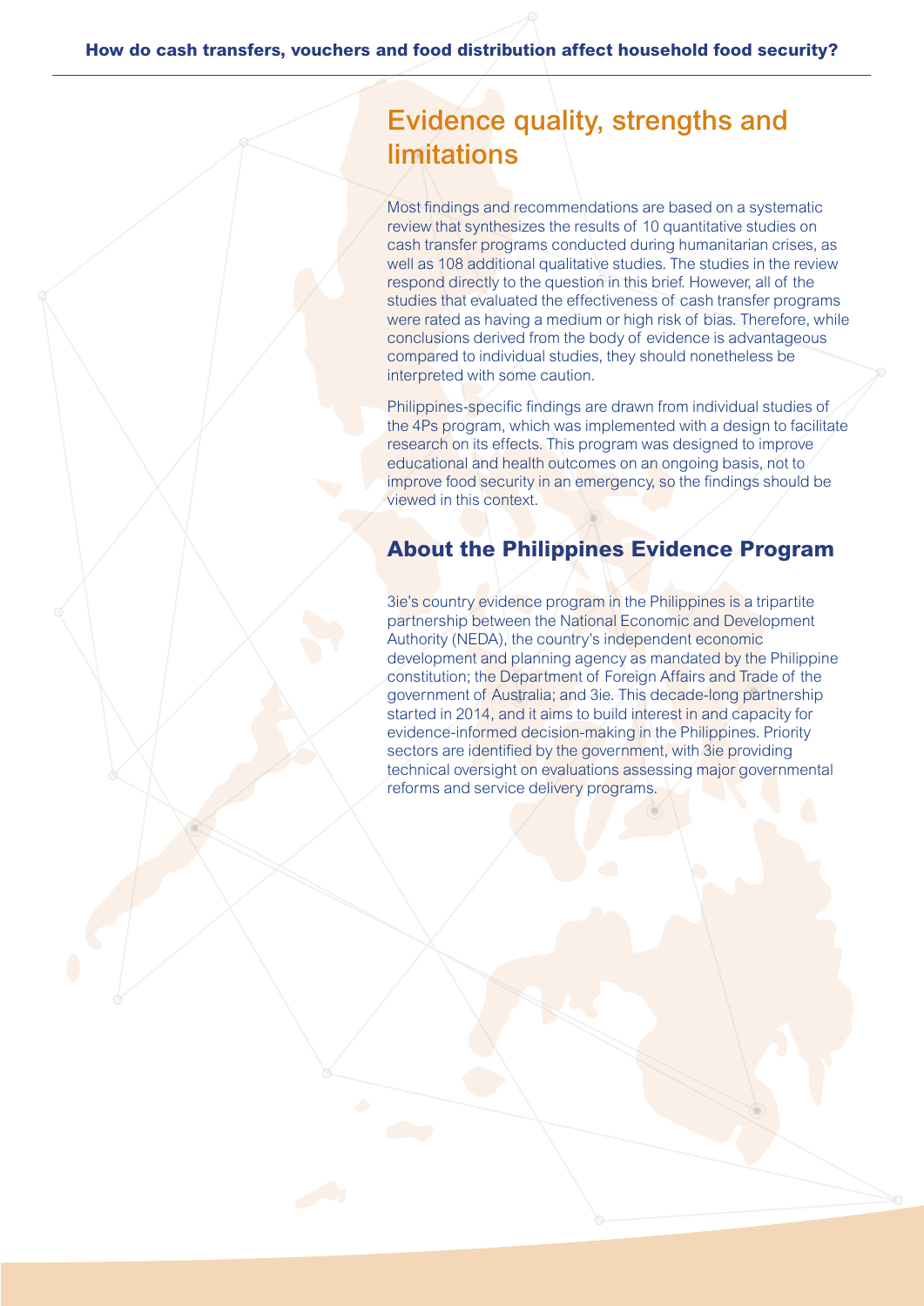## Evidence quality, strengths and limitations

Most findings and recommendations are based on a systematic review that synthesizes the results of 10 quantitative studies on cash transfer programs conducted during humanitarian crises, as well as 108 additional qualitative studies. The studies in the review respond directly to the question in this brief. However, all of the studies that evaluated the effectiveness of cash transfer programs were rated as having a medium or high risk of bias. Therefore, while conclusions derived from the body of evidence is advantageous compared to individual studies, they should nonetheless be interpreted with some caution.

Philippines-specific findings are drawn from individual studies of the 4Ps program, which was implemented with a design to facilitate research on its effects. This program was designed to improve educational and health outcomes on an ongoing basis, not to improve food security in an emergency, so the findings should be viewed in this context.

### About the Philippines Evidence Program

3ie's country evidence program in the Philippines is a tripartite partnership between the National Economic and Development Authority (NEDA), the country's independent economic development and planning agency as mandated by the Philippine constitution; the Department of Foreign Affairs and Trade of the government of Australia; and 3ie. This decade-long partnership started in 2014, and it aims to build interest in and capacity for evidence-informed decision-making in the Philippines. Priority sectors are identified by the government, with 3ie providing technical oversight on evaluations assessing major governmental reforms and service delivery programs.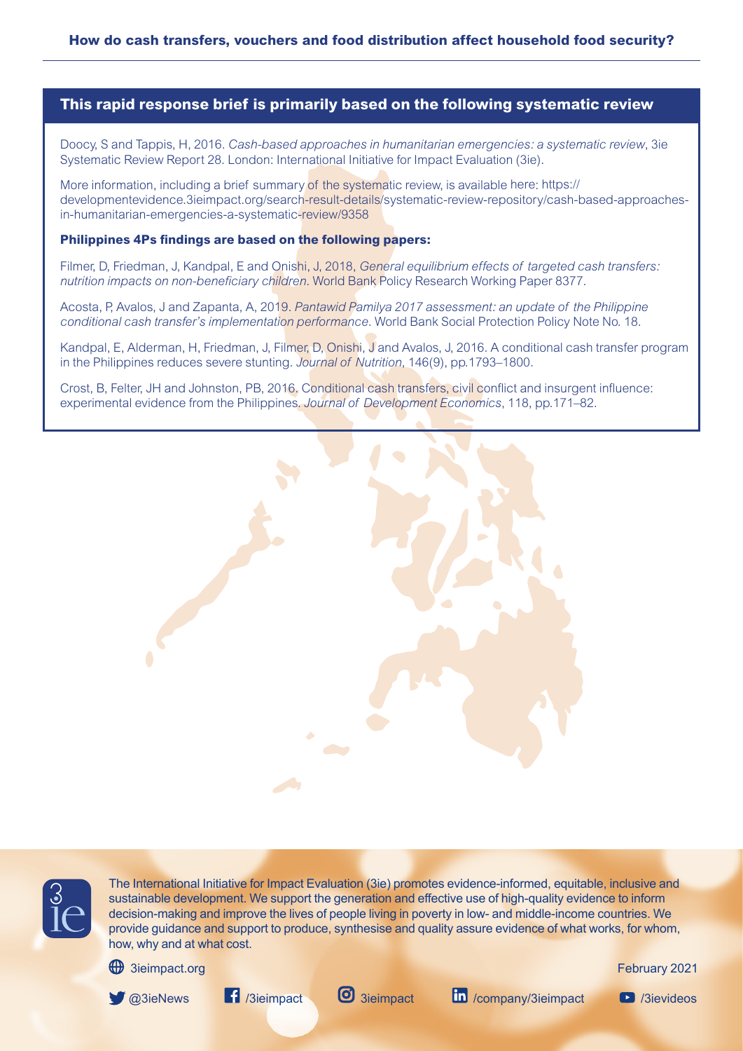## This rapid response brief is primarily based on the following systematic review

Doocy, S and Tappis, H, 2016. *Cash-based approaches in humanitarian emergencies: a systematic review*, 3ie Systematic Review Report 28. London: International Initiative for Impact Evaluation (3ie).

More information, including a brief summary of the systematic review, is available here: https://developmentevidence.3ieimpact.org/search-result-details/systematic-review-repository/cash-based-approaches-in-humanitarian-emergencies-a-systematic-review/9358

### Philippines 4Ps findings are based on the following papers:

Filmer, D, Friedman, J, Kandpal, E and Onishi, J, 2018, *General equilibrium effects of targeted cash transfers: nutrition impacts on non-beneficiary children*. World Bank Policy Research Working Paper 8377.

Acosta, P, Avalos, J and Zapanta, A, 2019. *Pantawid Pamilya 2017 assessment: an update of the Philippine conditional cash transfer's implementation performance*. World Bank Social Protection Policy Note No. 18.

Kandpal, E, Alderman, H, Friedman, J, Filmer, D, Onishi, J and Avalos, J, 2016. A conditional cash transfer program in the Philippines reduces severe stunting. *Journal of Nutrition*, 146(9), pp.1793–1800.

Crost, B, Felter, JH and Johnston, PB, 2016. Conditional cash transfers, civil conflict and insurgent influence: experimental evidence from the Philippines. *Journal of Development Economics*, 118, pp.171–82.

The International Initiative for Impact Evaluation (3ie) promotes evidence-informed, equitable, inclusive and sustainable development. We support the generation and effective use of high-quality evidence to inform decision-making and improve the lives of people living in poverty in low- and middle-income countries. We provide guidance and support to produce, synthesise and quality assure evidence of what works, for whom, how, why and at what cost.

3ieimpact.org

February 2021

@3ieNews /3ieimpact 3ieimpact /company/3ieimpact /3ievideos